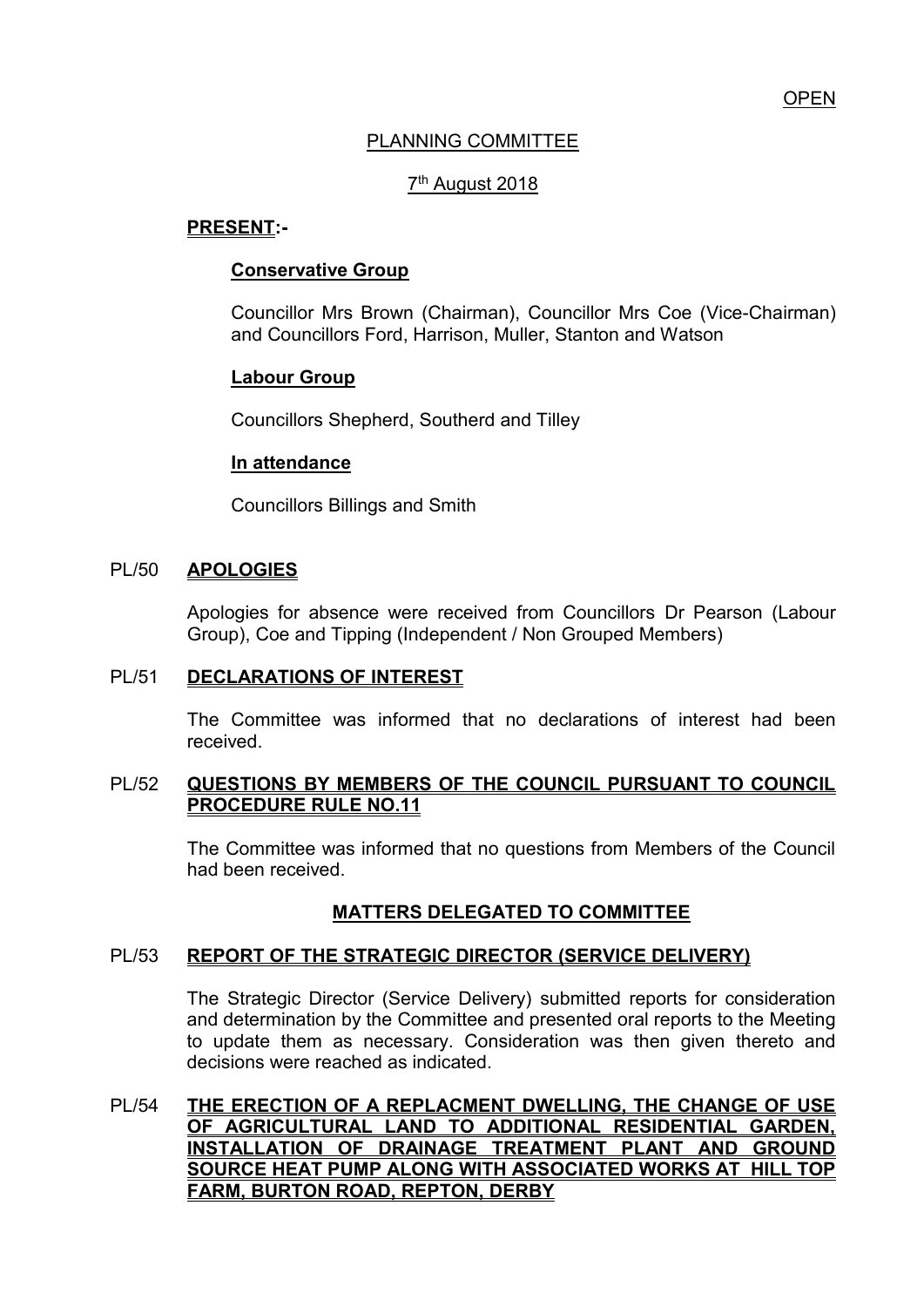OPEN

# PLANNING COMMITTEE

## 7th August 2018

**PRESENT:-**

**Conservative Group**

Councillor Mrs Brown (Chairman), Councillor Mrs Coe (Vice-Chairman) and Councillors Ford, Harrison, Muller, Stanton and Watson

**Labour Group**

Councillors Shepherd, Southerd and Tilley

**In attendance**

Councillors Billings and Smith

PL/50 **APOLOGIES**

Apologies for absence were received from Councillors Dr Pearson (Labour Group), Coe and Tipping (Independent / Non Grouped Members)

PL/51 **DECLARATIONS OF INTEREST**

The Committee was informed that no declarations of interest had been received.

PL/52 **QUESTIONS BY MEMBERS OF THE COUNCIL PURSUANT TO COUNCIL PROCEDURE RULE NO.11**

The Committee was informed that no questions from Members of the Council had been received.

**MATTERS DELEGATED TO COMMITTEE**

PL/53 **REPORT OF THE STRATEGIC DIRECTOR (SERVICE DELIVERY)**

The Strategic Director (Service Delivery) submitted reports for consideration and determination by the Committee and presented oral reports to the Meeting to update them as necessary. Consideration was then given thereto and decisions were reached as indicated.

PL/54 **THE ERECTION OF A REPLACMENT DWELLING, THE CHANGE OF USE OF AGRICULTURAL LAND TO ADDITIONAL RESIDENTIAL GARDEN, INSTALLATION OF DRAINAGE TREATMENT PLANT AND GROUND SOURCE HEAT PUMP ALONG WITH ASSOCIATED WORKS AT HILL TOP FARM, BURTON ROAD, REPTON, DERBY**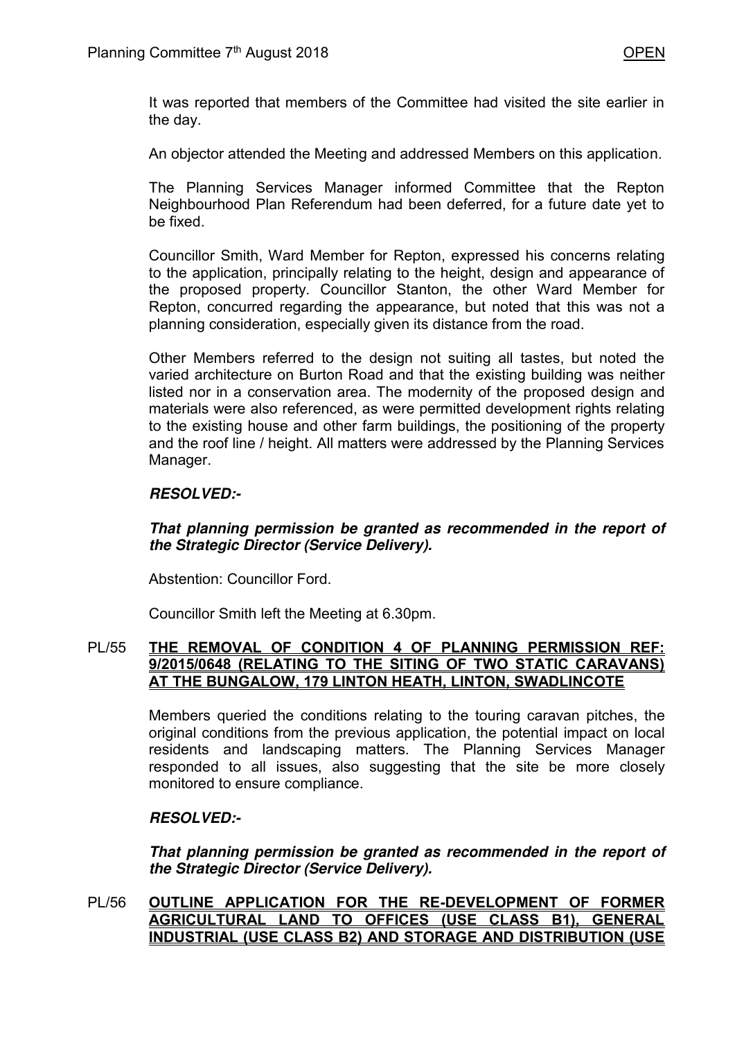It was reported that members of the Committee had visited the site earlier in the day.

An objector attended the Meeting and addressed Members on this application.

The Planning Services Manager informed Committee that the Repton Neighbourhood Plan Referendum had been deferred, for a future date yet to be fixed.

Councillor Smith, Ward Member for Repton, expressed his concerns relating to the application, principally relating to the height, design and appearance of the proposed property. Councillor Stanton, the other Ward Member for Repton, concurred regarding the appearance, but noted that this was not a planning consideration, especially given its distance from the road.

Other Members referred to the design not suiting all tastes, but noted the varied architecture on Burton Road and that the existing building was neither listed nor in a conservation area. The modernity of the proposed design and materials were also referenced, as were permitted development rights relating to the existing house and other farm buildings, the positioning of the property and the roof line / height. All matters were addressed by the Planning Services Manager.

***RESOLVED:-***

***That planning permission be granted as recommended in the report of the Strategic Director (Service Delivery).***

Abstention: Councillor Ford.

Councillor Smith left the Meeting at 6.30pm.

PL/55 **THE REMOVAL OF CONDITION 4 OF PLANNING PERMISSION REF: 9/2015/0648 (RELATING TO THE SITING OF TWO STATIC CARAVANS) AT THE BUNGALOW, 179 LINTON HEATH, LINTON, SWADLINCOTE**

Members queried the conditions relating to the touring caravan pitches, the original conditions from the previous application, the potential impact on local residents and landscaping matters. The Planning Services Manager responded to all issues, also suggesting that the site be more closely monitored to ensure compliance.

***RESOLVED:-***

***That planning permission be granted as recommended in the report of the Strategic Director (Service Delivery).***

PL/56 **OUTLINE APPLICATION FOR THE RE-DEVELOPMENT OF FORMER AGRICULTURAL LAND TO OFFICES (USE CLASS B1), GENERAL INDUSTRIAL (USE CLASS B2) AND STORAGE AND DISTRIBUTION (USE**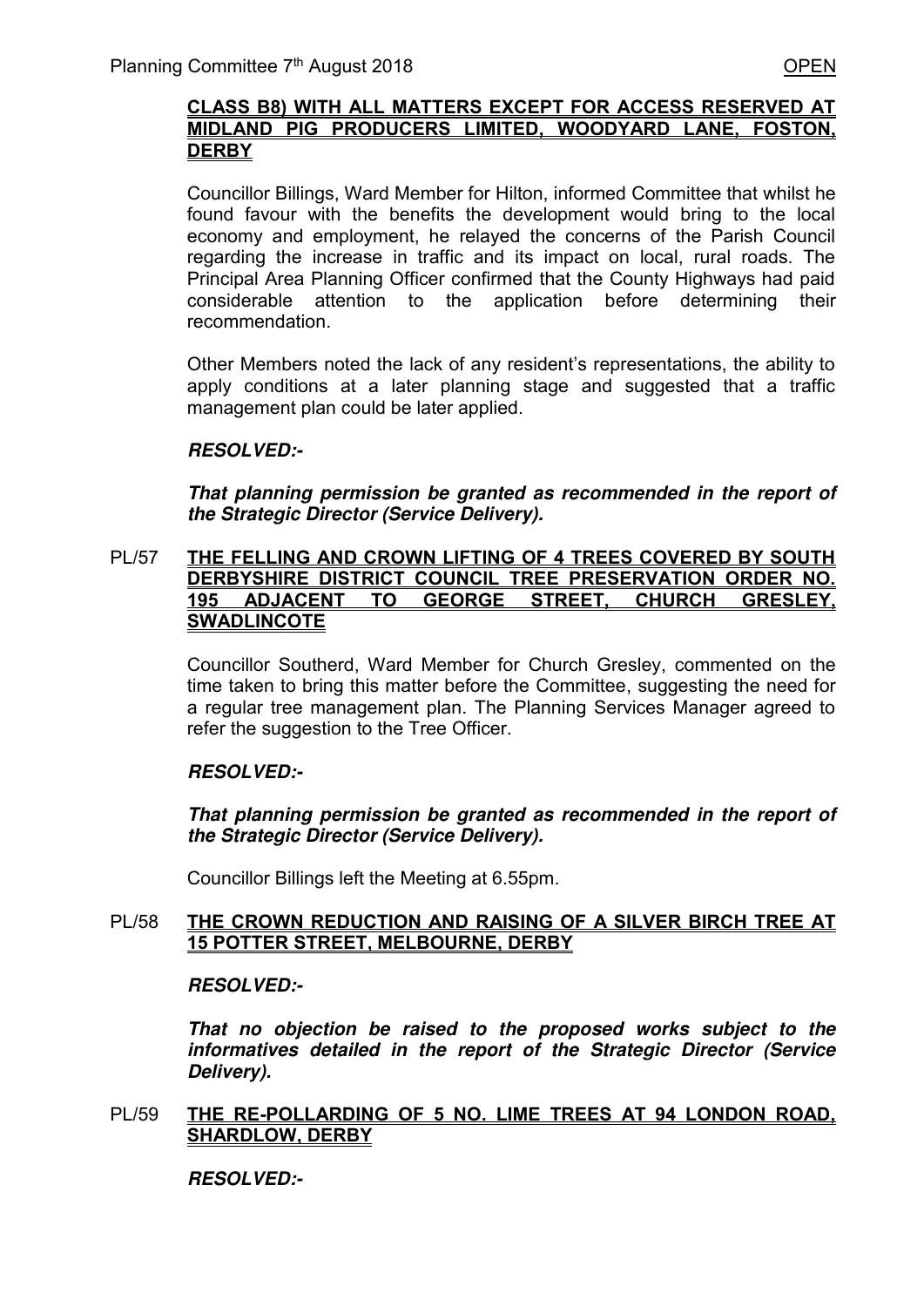**CLASS B8) WITH ALL MATTERS EXCEPT FOR ACCESS RESERVED AT MIDLAND PIG PRODUCERS LIMITED, WOODYARD LANE, FOSTON, DERBY**

Councillor Billings, Ward Member for Hilton, informed Committee that whilst he found favour with the benefits the development would bring to the local economy and employment, he relayed the concerns of the Parish Council regarding the increase in traffic and its impact on local, rural roads. The Principal Area Planning Officer confirmed that the County Highways had paid considerable attention to the application before determining their recommendation.

Other Members noted the lack of any resident's representations, the ability to apply conditions at a later planning stage and suggested that a traffic management plan could be later applied.

***RESOLVED:-***

***That planning permission be granted as recommended in the report of the Strategic Director (Service Delivery).***

**PL/57 THE FELLING AND CROWN LIFTING OF 4 TREES COVERED BY SOUTH DERBYSHIRE DISTRICT COUNCIL TREE PRESERVATION ORDER NO. 195 ADJACENT TO GEORGE STREET, CHURCH GRESLEY, SWADLINCOTE**

Councillor Southerd, Ward Member for Church Gresley, commented on the time taken to bring this matter before the Committee, suggesting the need for a regular tree management plan. The Planning Services Manager agreed to refer the suggestion to the Tree Officer.

***RESOLVED:-***

***That planning permission be granted as recommended in the report of the Strategic Director (Service Delivery).***

Councillor Billings left the Meeting at 6.55pm.

**PL/58 THE CROWN REDUCTION AND RAISING OF A SILVER BIRCH TREE AT 15 POTTER STREET, MELBOURNE, DERBY**

***RESOLVED:-***

***That no objection be raised to the proposed works subject to the informatives detailed in the report of the Strategic Director (Service Delivery).***

**PL/59 THE RE-POLLARDING OF 5 NO. LIME TREES AT 94 LONDON ROAD, SHARDLOW, DERBY**

***RESOLVED:-***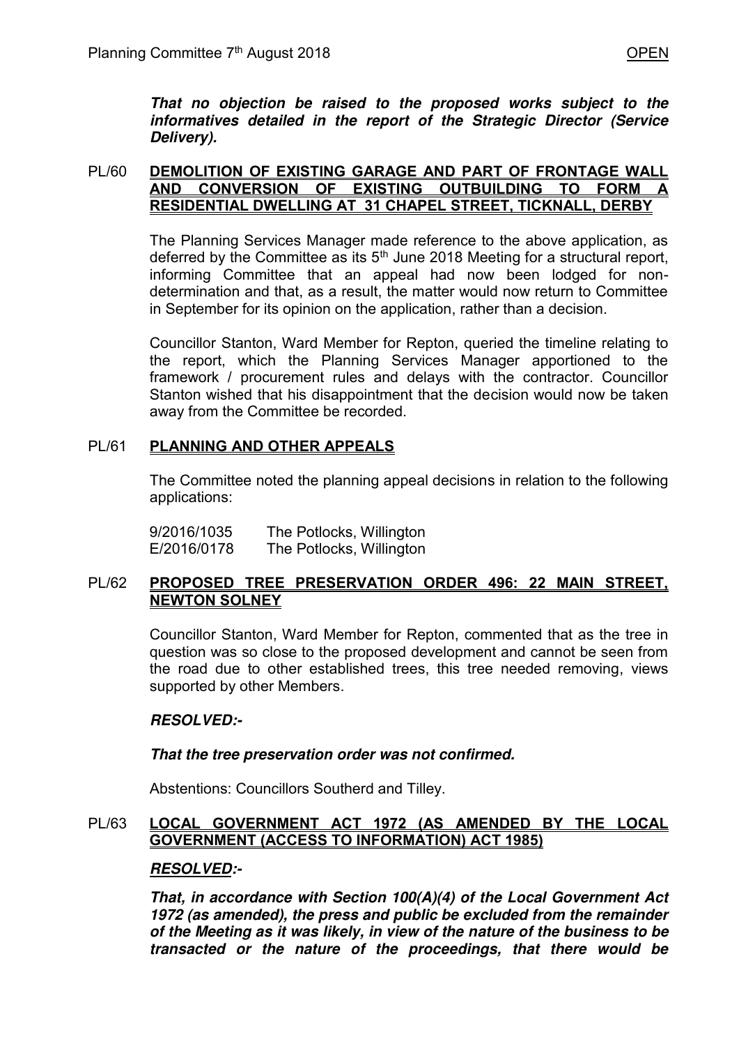***That no objection be raised to the proposed works subject to the informatives detailed in the report of the Strategic Director (Service Delivery).***

## PL/60 DEMOLITION OF EXISTING GARAGE AND PART OF FRONTAGE WALL AND CONVERSION OF EXISTING OUTBUILDING TO FORM A RESIDENTIAL DWELLING AT 31 CHAPEL STREET, TICKNALL, DERBY

The Planning Services Manager made reference to the above application, as deferred by the Committee as its 5th June 2018 Meeting for a structural report, informing Committee that an appeal had now been lodged for non-determination and that, as a result, the matter would now return to Committee in September for its opinion on the application, rather than a decision.

Councillor Stanton, Ward Member for Repton, queried the timeline relating to the report, which the Planning Services Manager apportioned to the framework / procurement rules and delays with the contractor. Councillor Stanton wished that his disappointment that the decision would now be taken away from the Committee be recorded.

## PL/61 PLANNING AND OTHER APPEALS

The Committee noted the planning appeal decisions in relation to the following applications:

| | |
|---|---|
| 9/2016/1035 | The Potlocks, Willington |
| E/2016/0178 | The Potlocks, Willington |

## PL/62 PROPOSED TREE PRESERVATION ORDER 496: 22 MAIN STREET, NEWTON SOLNEY

Councillor Stanton, Ward Member for Repton, commented that as the tree in question was so close to the proposed development and cannot be seen from the road due to other established trees, this tree needed removing, views supported by other Members.

***RESOLVED:-***

***That the tree preservation order was not confirmed.***

Abstentions: Councillors Southerd and Tilley.

## PL/63 LOCAL GOVERNMENT ACT 1972 (AS AMENDED BY THE LOCAL GOVERNMENT (ACCESS TO INFORMATION) ACT 1985)

***RESOLVED:-***

***That, in accordance with Section 100(A)(4) of the Local Government Act 1972 (as amended), the press and public be excluded from the remainder of the Meeting as it was likely, in view of the nature of the business to be transacted or the nature of the proceedings, that there would be***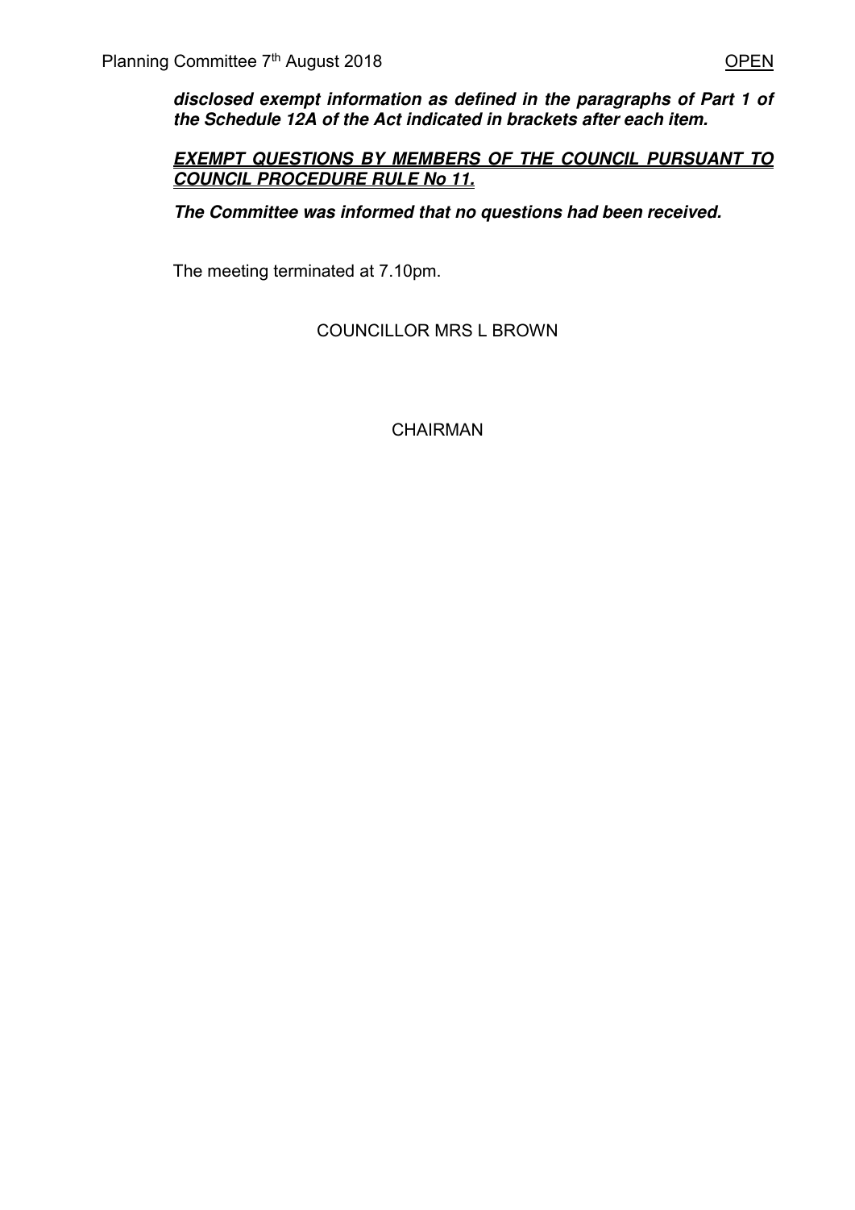***disclosed exempt information as defined in the paragraphs of Part 1 of the Schedule 12A of the Act indicated in brackets after each item.***

***EXEMPT QUESTIONS BY MEMBERS OF THE COUNCIL PURSUANT TO COUNCIL PROCEDURE RULE No 11.***

***The Committee was informed that no questions had been received.***

The meeting terminated at 7.10pm.

COUNCILLOR MRS L BROWN

CHAIRMAN